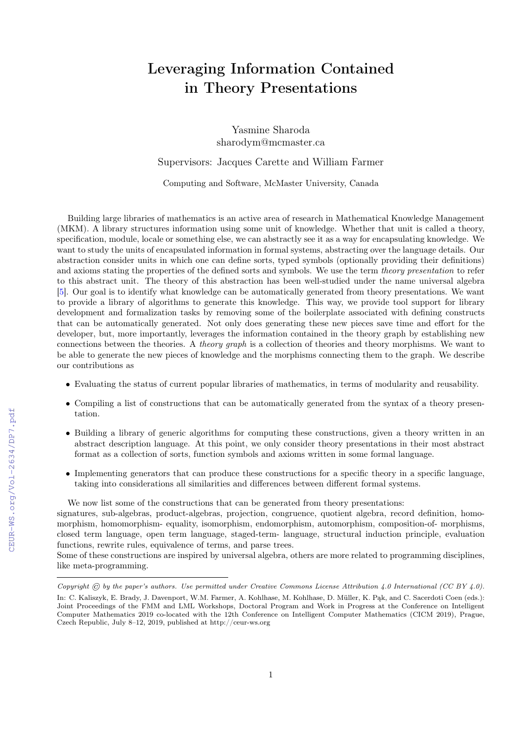# Leveraging Information Contained in Theory Presentations

Yasmine Sharoda
sharodym@mcmaster.ca

Supervisors: Jacques Carette and William Farmer

Computing and Software, McMaster University, Canada

Building large libraries of mathematics is an active area of research in Mathematical Knowledge Management (MKM). A library structures information using some unit of knowledge. Whether that unit is called a theory, specification, module, locale or something else, we can abstractly see it as a way for encapsulating knowledge. We want to study the units of encapsulated information in formal systems, abstracting over the language details. Our abstraction consider units in which one can define sorts, typed symbols (optionally providing their definitions) and axioms stating the properties of the defined sorts and symbols. We use the term *theory presentation* to refer to this abstract unit. The theory of this abstraction has been well-studied under the name universal algebra [5]. Our goal is to identify what knowledge can be automatically generated from theory presentations. We want to provide a library of algorithms to generate this knowledge. This way, we provide tool support for library development and formalization tasks by removing some of the boilerplate associated with defining constructs that can be automatically generated. Not only does generating these new pieces save time and effort for the developer, but, more importantly, leverages the information contained in the theory graph by establishing new connections between the theories. A *theory graph* is a collection of theories and theory morphisms. We want to be able to generate the new pieces of knowledge and the morphisms connecting them to the graph. We describe our contributions as

- Evaluating the status of current popular libraries of mathematics, in terms of modularity and reusability.
- Compiling a list of constructions that can be automatically generated from the syntax of a theory presentation.
- Building a library of generic algorithms for computing these constructions, given a theory written in an abstract description language. At this point, we only consider theory presentations in their most abstract format as a collection of sorts, function symbols and axioms written in some formal language.
- Implementing generators that can produce these constructions for a specific theory in a specific language, taking into considerations all similarities and differences between different formal systems.

We now list some of the constructions that can be generated from theory presentations:
signatures, sub-algebras, product-algebras, projection, congruence, quotient algebra, record definition, homomorphism, homomorphism- equality, isomorphism, endomorphism, automorphism, composition-of- morphisms, closed term language, open term language, staged-term- language, structural induction principle, evaluation functions, rewrite rules, equivalence of terms, and parse trees.
Some of these constructions are inspired by universal algebra, others are more related to programming disciplines, like meta-programming.

---

*Copyright © by the paper's authors. Use permitted under Creative Commons License Attribution 4.0 International (CC BY 4.0).*

In: C. Kaliszyk, E. Brady, J. Davenport, W.M. Farmer, A. Kohlhase, M. Kohlhase, D. Müller, K. Pąk, and C. Sacerdoti Coen (eds.): Joint Proceedings of the FMM and LML Workshops, Doctoral Program and Work in Progress at the Conference on Intelligent Computer Mathematics 2019 co-located with the 12th Conference on Intelligent Computer Mathematics (CICM 2019), Prague, Czech Republic, July 8–12, 2019, published at http://ceur-ws.org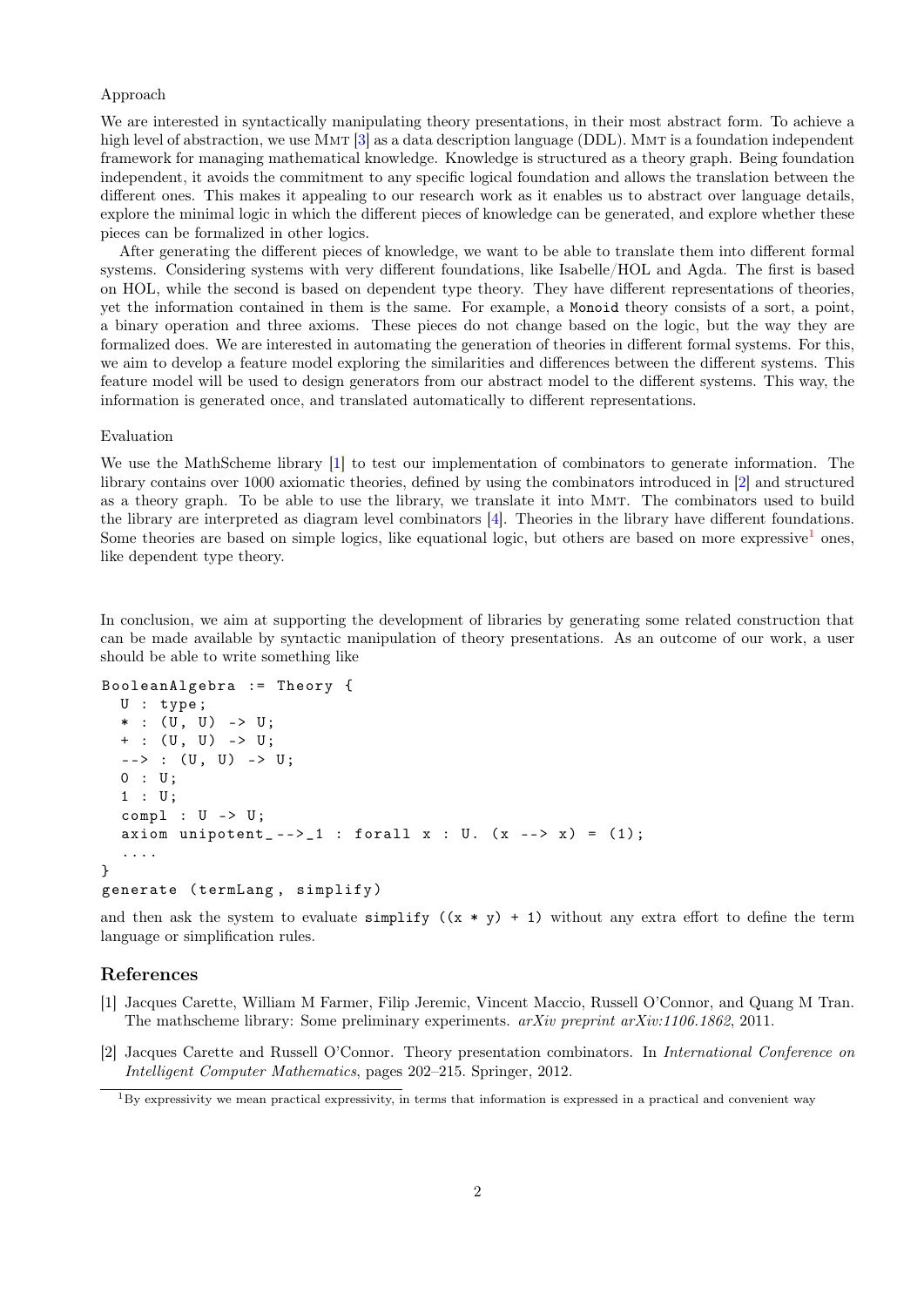Approach

We are interested in syntactically manipulating theory presentations, in their most abstract form. To achieve a high level of abstraction, we use MMT [3] as a data description language (DDL). MMT is a foundation independent framework for managing mathematical knowledge. Knowledge is structured as a theory graph. Being foundation independent, it avoids the commitment to any specific logical foundation and allows the translation between the different ones. This makes it appealing to our research work as it enables us to abstract over language details, explore the minimal logic in which the different pieces of knowledge can be generated, and explore whether these pieces can be formalized in other logics.

After generating the different pieces of knowledge, we want to be able to translate them into different formal systems. Considering systems with very different foundations, like Isabelle/HOL and Agda. The first is based on HOL, while the second is based on dependent type theory. They have different representations of theories, yet the information contained in them is the same. For example, a `Monoid` theory consists of a sort, a point, a binary operation and three axioms. These pieces do not change based on the logic, but the way they are formalized does. We are interested in automating the generation of theories in different formal systems. For this, we aim to develop a feature model exploring the similarities and differences between the different systems. This feature model will be used to design generators from our abstract model to the different systems. This way, the information is generated once, and translated automatically to different representations.

Evaluation

We use the MathScheme library [1] to test our implementation of combinators to generate information. The library contains over 1000 axiomatic theories, defined by using the combinators introduced in [2] and structured as a theory graph. To be able to use the library, we translate it into MMT. The combinators used to build the library are interpreted as diagram level combinators [4]. Theories in the library have different foundations. Some theories are based on simple logics, like equational logic, but others are based on more expressive[1] ones, like dependent type theory.

In conclusion, we aim at supporting the development of libraries by generating some related construction that can be made available by syntactic manipulation of theory presentations. As an outcome of our work, a user should be able to write something like

```
BooleanAlgebra := Theory {
  U : type;
  * : (U, U) -> U;
  + : (U, U) -> U;
  --> : (U, U) -> U;
  0 : U;
  1 : U;
  compl : U -> U;
  axiom unipotent_-->_1 : forall x : U. (x --> x) = (1);
  ....
}
generate (termLang, simplify)
```

and then ask the system to evaluate `simplify ((x * y) + 1)` without any extra effort to define the term language or simplification rules.

## References

[1] Jacques Carette, William M Farmer, Filip Jeremic, Vincent Maccio, Russell O'Connor, and Quang M Tran. The mathscheme library: Some preliminary experiments. *arXiv preprint arXiv:1106.1862*, 2011.

[2] Jacques Carette and Russell O'Connor. Theory presentation combinators. In *International Conference on Intelligent Computer Mathematics*, pages 202–215. Springer, 2012.

[1] By expressivity we mean practical expressivity, in terms that information is expressed in a practical and convenient way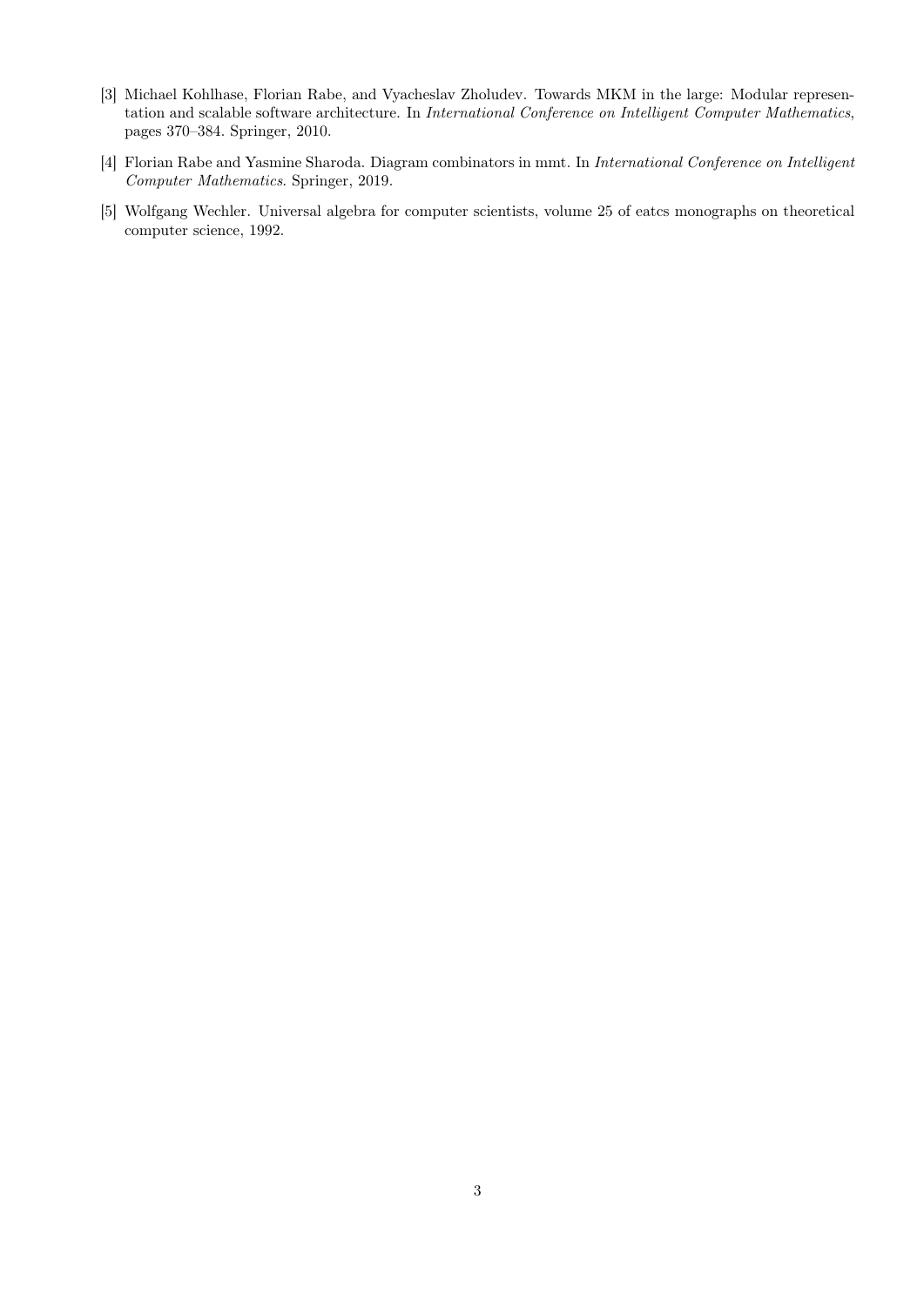[3] Michael Kohlhase, Florian Rabe, and Vyacheslav Zholudev. Towards MKM in the large: Modular representation and scalable software architecture. In *International Conference on Intelligent Computer Mathematics*, pages 370–384. Springer, 2010.

[4] Florian Rabe and Yasmine Sharoda. Diagram combinators in mmt. In *International Conference on Intelligent Computer Mathematics*. Springer, 2019.

[5] Wolfgang Wechler. Universal algebra for computer scientists, volume 25 of eatcs monographs on theoretical computer science, 1992.